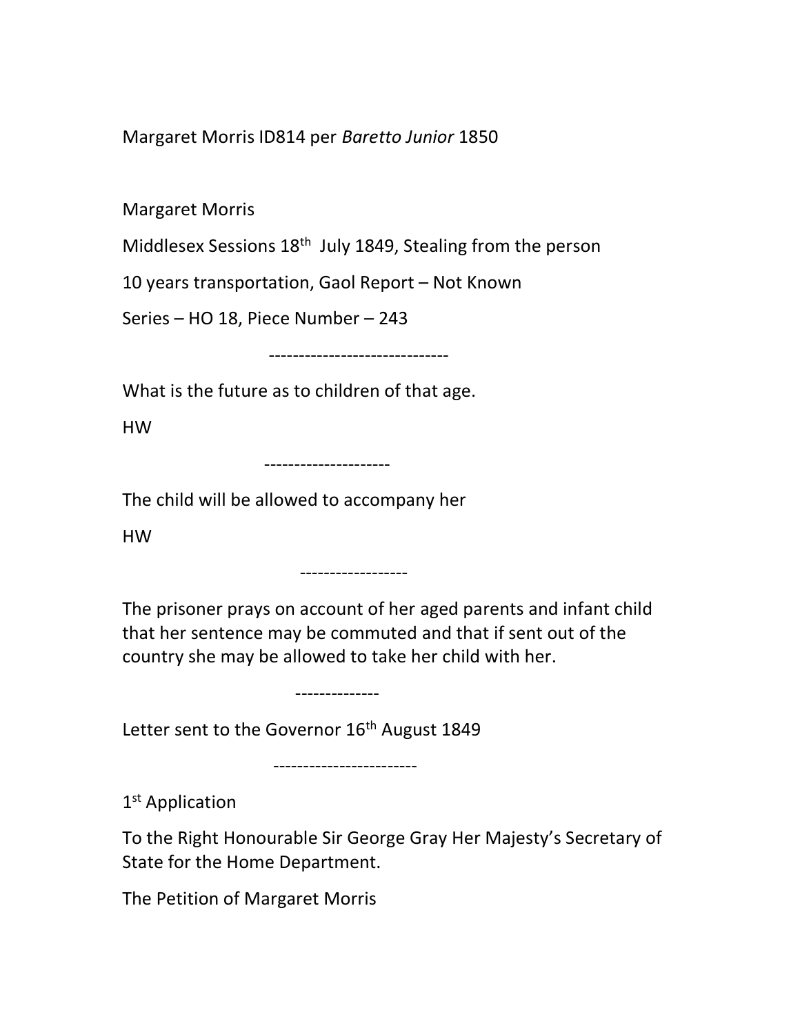Margaret Morris ID814 per *Baretto Junior* 1850

Margaret Morris

Middlesex Sessions 18th July 1849, Stealing from the person

10 years transportation, Gaol Report – Not Known

Series – HO 18, Piece Number – 243

------------------------------

What is the future as to children of that age.

HW

---------------------

The child will be allowed to accompany her

HW

------------------

The prisoner prays on account of her aged parents and infant child that her sentence may be commuted and that if sent out of the country she may be allowed to take her child with her.

--------------

Letter sent to the Governor 16th August 1849

------------------------

1st Application

To the Right Honourable Sir George Gray Her Majesty's Secretary of State for the Home Department.

The Petition of Margaret Morris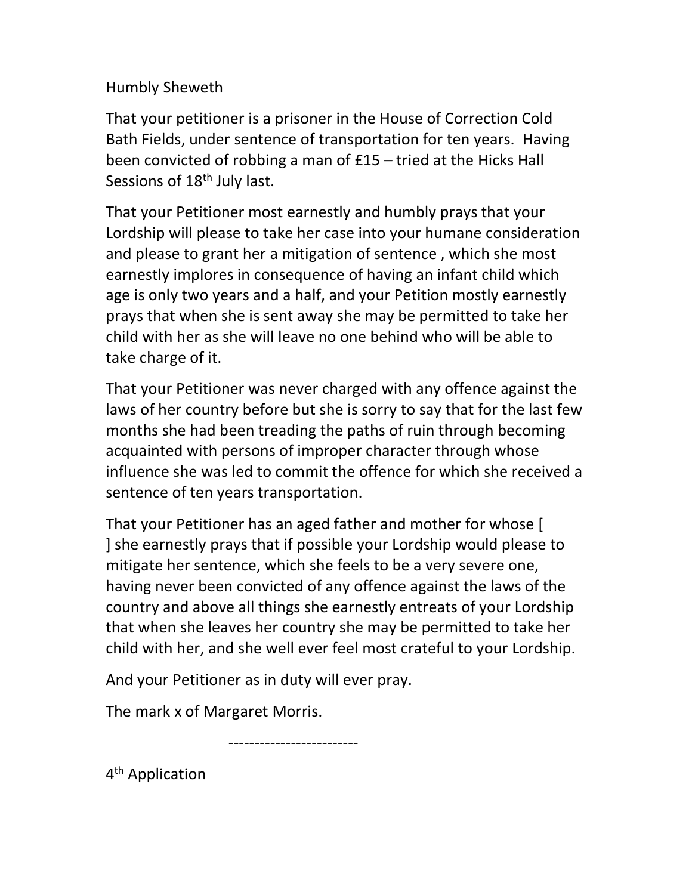Humbly Sheweth

That your petitioner is a prisoner in the House of Correction Cold Bath Fields, under sentence of transportation for ten years. Having been convicted of robbing a man of £15 – tried at the Hicks Hall Sessions of 18th July last.

That your Petitioner most earnestly and humbly prays that your Lordship will please to take her case into your humane consideration and please to grant her a mitigation of sentence , which she most earnestly implores in consequence of having an infant child which age is only two years and a half, and your Petition mostly earnestly prays that when she is sent away she may be permitted to take her child with her as she will leave no one behind who will be able to take charge of it.

That your Petitioner was never charged with any offence against the laws of her country before but she is sorry to say that for the last few months she had been treading the paths of ruin through becoming acquainted with persons of improper character through whose influence she was led to commit the offence for which she received a sentence of ten years transportation.

That your Petitioner has an aged father and mother for whose [ ] she earnestly prays that if possible your Lordship would please to mitigate her sentence, which she feels to be a very severe one, having never been convicted of any offence against the laws of the country and above all things she earnestly entreats of your Lordship that when she leaves her country she may be permitted to take her child with her, and she well ever feel most crateful to your Lordship.

And your Petitioner as in duty will ever pray.

The mark x of Margaret Morris.

-------------------------

4th Application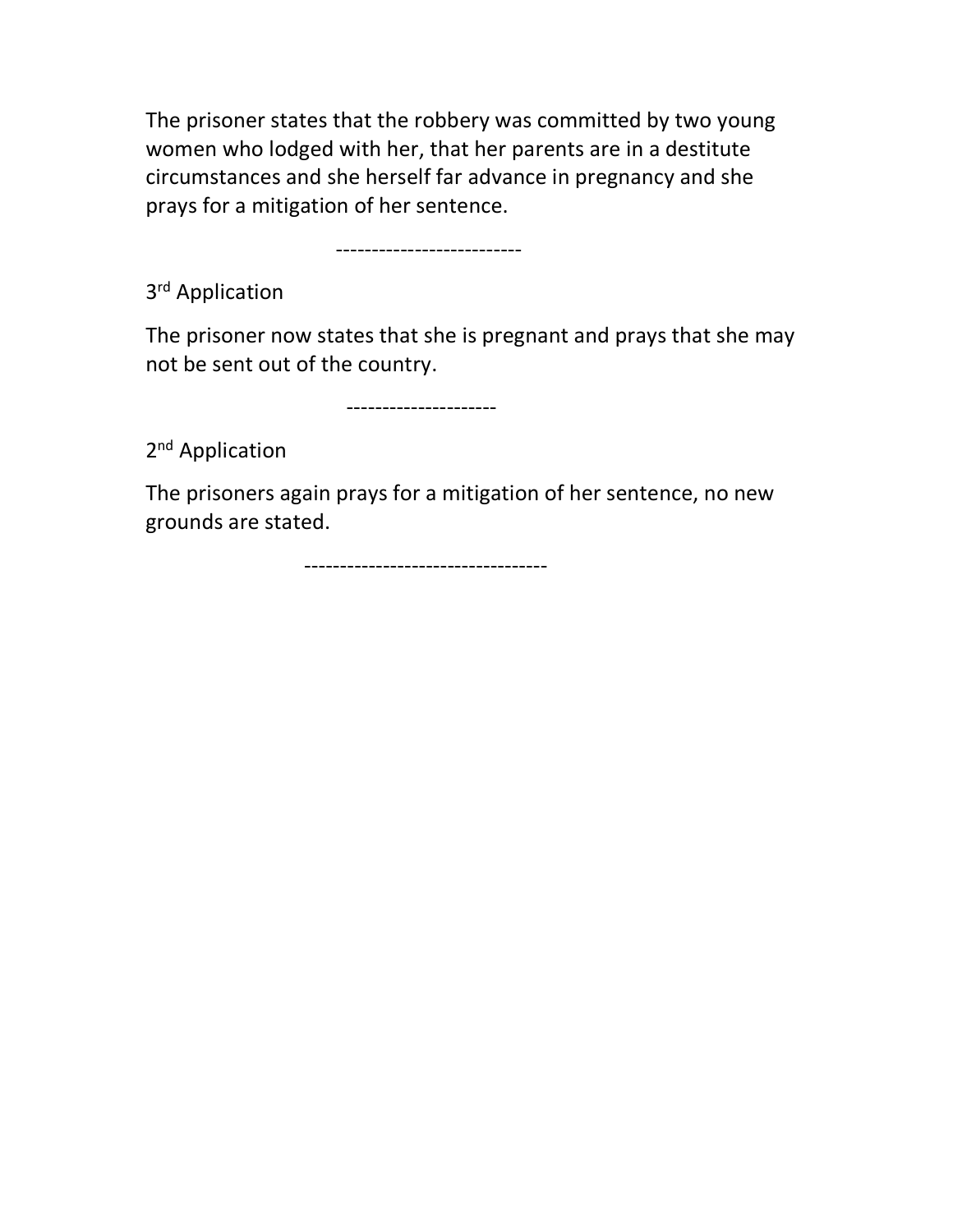The prisoner states that the robbery was committed by two young women who lodged with her, that her parents are in a destitute circumstances and she herself far advance in pregnancy and she prays for a mitigation of her sentence.

-------------------------

3rd Application

The prisoner now states that she is pregnant and prays that she may not be sent out of the country.

---------------------

2nd Application

The prisoners again prays for a mitigation of her sentence, no new grounds are stated.

----------------------------------